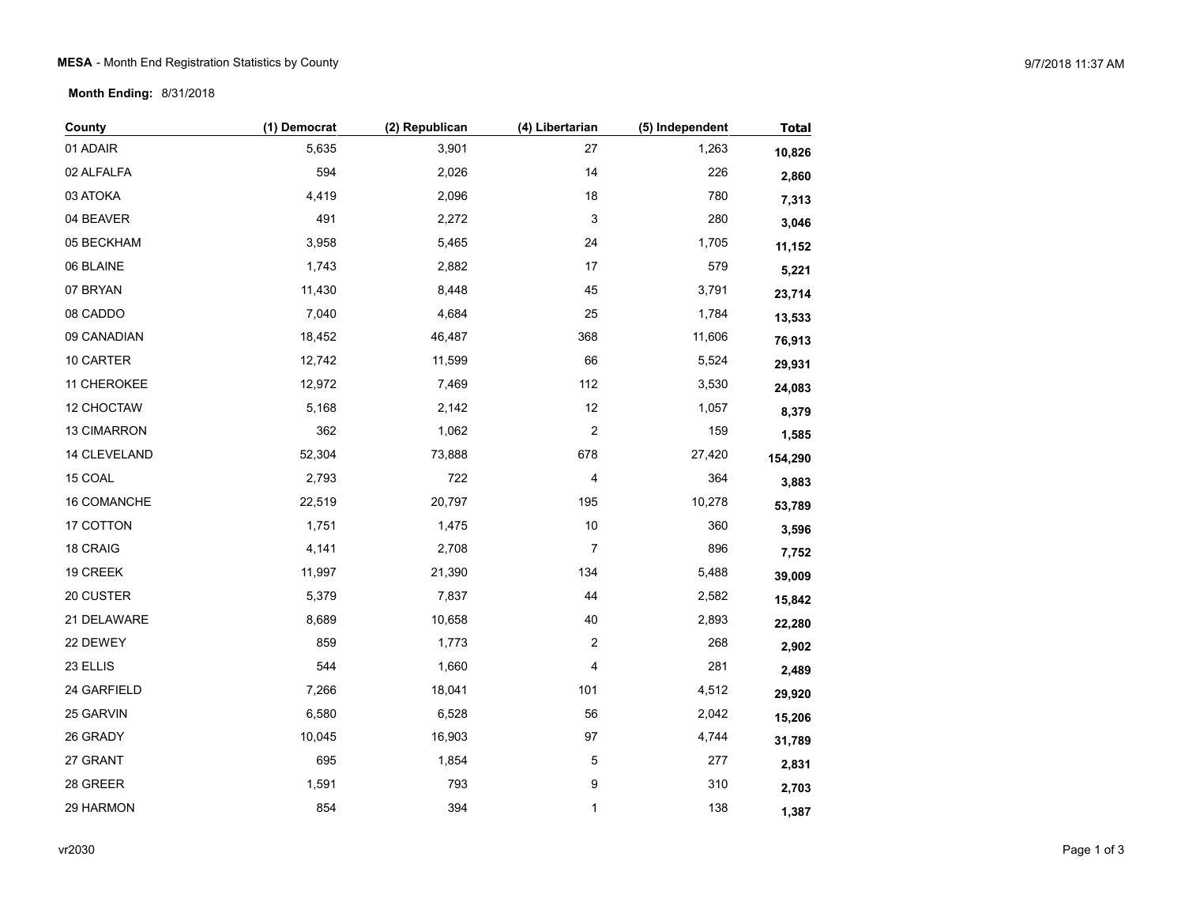**MESA** - Month End Registration Statistics by County

**Month Ending:** 8/31/2018

| County | (1) Democrat | (2) Republican | (4) Libertarian | (5) Independent | Total |
|---|---|---|---|---|---|
| 01 ADAIR | 5,635 | 3,901 | 27 | 1,263 | **10,826** |
| 02 ALFALFA | 594 | 2,026 | 14 | 226 | **2,860** |
| 03 ATOKA | 4,419 | 2,096 | 18 | 780 | **7,313** |
| 04 BEAVER | 491 | 2,272 | 3 | 280 | **3,046** |
| 05 BECKHAM | 3,958 | 5,465 | 24 | 1,705 | **11,152** |
| 06 BLAINE | 1,743 | 2,882 | 17 | 579 | **5,221** |
| 07 BRYAN | 11,430 | 8,448 | 45 | 3,791 | **23,714** |
| 08 CADDO | 7,040 | 4,684 | 25 | 1,784 | **13,533** |
| 09 CANADIAN | 18,452 | 46,487 | 368 | 11,606 | **76,913** |
| 10 CARTER | 12,742 | 11,599 | 66 | 5,524 | **29,931** |
| 11 CHEROKEE | 12,972 | 7,469 | 112 | 3,530 | **24,083** |
| 12 CHOCTAW | 5,168 | 2,142 | 12 | 1,057 | **8,379** |
| 13 CIMARRON | 362 | 1,062 | 2 | 159 | **1,585** |
| 14 CLEVELAND | 52,304 | 73,888 | 678 | 27,420 | **154,290** |
| 15 COAL | 2,793 | 722 | 4 | 364 | **3,883** |
| 16 COMANCHE | 22,519 | 20,797 | 195 | 10,278 | **53,789** |
| 17 COTTON | 1,751 | 1,475 | 10 | 360 | **3,596** |
| 18 CRAIG | 4,141 | 2,708 | 7 | 896 | **7,752** |
| 19 CREEK | 11,997 | 21,390 | 134 | 5,488 | **39,009** |
| 20 CUSTER | 5,379 | 7,837 | 44 | 2,582 | **15,842** |
| 21 DELAWARE | 8,689 | 10,658 | 40 | 2,893 | **22,280** |
| 22 DEWEY | 859 | 1,773 | 2 | 268 | **2,902** |
| 23 ELLIS | 544 | 1,660 | 4 | 281 | **2,489** |
| 24 GARFIELD | 7,266 | 18,041 | 101 | 4,512 | **29,920** |
| 25 GARVIN | 6,580 | 6,528 | 56 | 2,042 | **15,206** |
| 26 GRADY | 10,045 | 16,903 | 97 | 4,744 | **31,789** |
| 27 GRANT | 695 | 1,854 | 5 | 277 | **2,831** |
| 28 GREER | 1,591 | 793 | 9 | 310 | **2,703** |
| 29 HARMON | 854 | 394 | 1 | 138 | **1,387** |

vr2030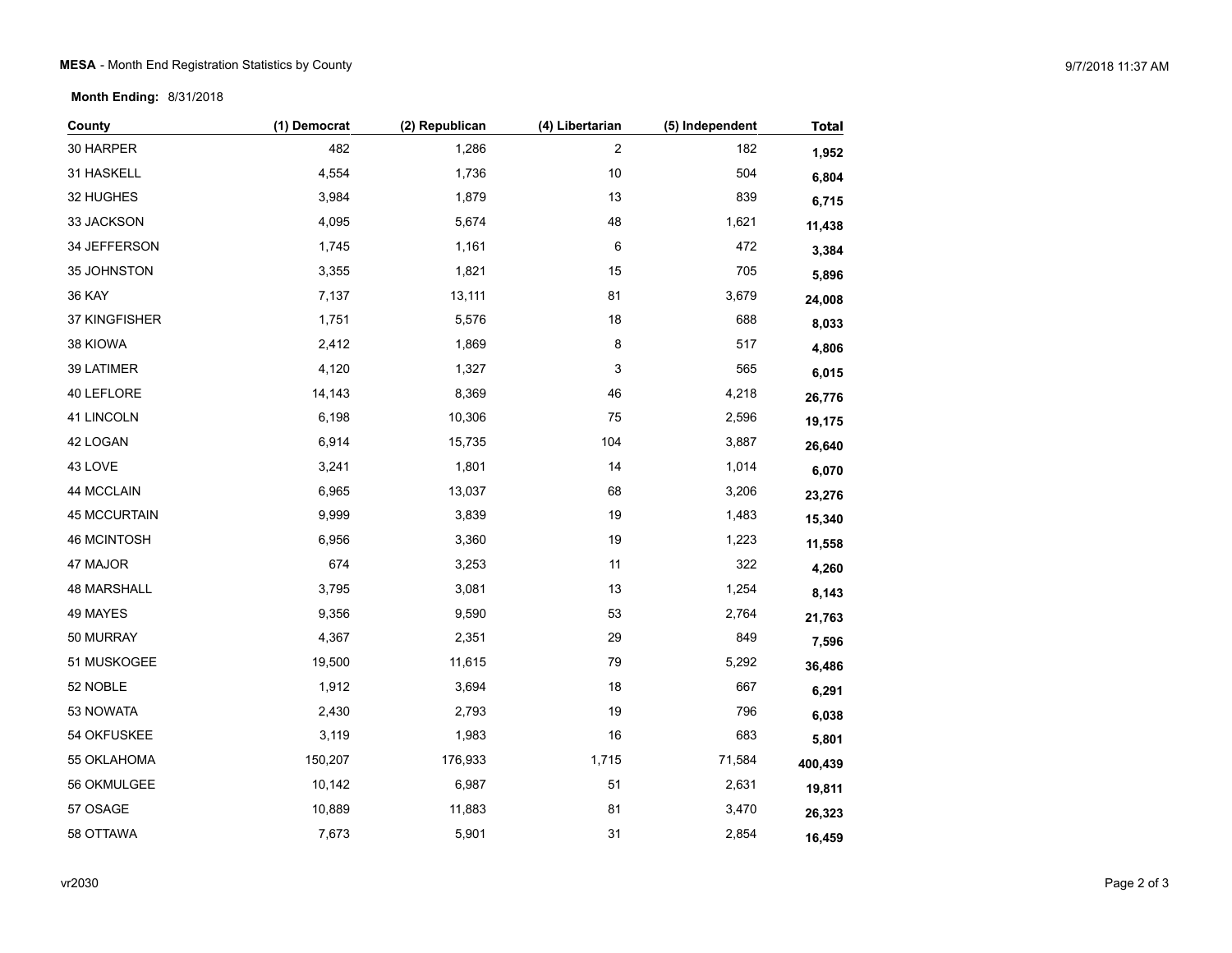**MESA** - Month End Registration Statistics by County

**Month Ending:** 8/31/2018

| County | (1) Democrat | (2) Republican | (4) Libertarian | (5) Independent | **Total** |
|---|---|---|---|---|---|
| 30 HARPER | 482 | 1,286 | 2 | 182 | **1,952** |
| 31 HASKELL | 4,554 | 1,736 | 10 | 504 | **6,804** |
| 32 HUGHES | 3,984 | 1,879 | 13 | 839 | **6,715** |
| 33 JACKSON | 4,095 | 5,674 | 48 | 1,621 | **11,438** |
| 34 JEFFERSON | 1,745 | 1,161 | 6 | 472 | **3,384** |
| 35 JOHNSTON | 3,355 | 1,821 | 15 | 705 | **5,896** |
| 36 KAY | 7,137 | 13,111 | 81 | 3,679 | **24,008** |
| 37 KINGFISHER | 1,751 | 5,576 | 18 | 688 | **8,033** |
| 38 KIOWA | 2,412 | 1,869 | 8 | 517 | **4,806** |
| 39 LATIMER | 4,120 | 1,327 | 3 | 565 | **6,015** |
| 40 LEFLORE | 14,143 | 8,369 | 46 | 4,218 | **26,776** |
| 41 LINCOLN | 6,198 | 10,306 | 75 | 2,596 | **19,175** |
| 42 LOGAN | 6,914 | 15,735 | 104 | 3,887 | **26,640** |
| 43 LOVE | 3,241 | 1,801 | 14 | 1,014 | **6,070** |
| 44 MCCLAIN | 6,965 | 13,037 | 68 | 3,206 | **23,276** |
| 45 MCCURTAIN | 9,999 | 3,839 | 19 | 1,483 | **15,340** |
| 46 MCINTOSH | 6,956 | 3,360 | 19 | 1,223 | **11,558** |
| 47 MAJOR | 674 | 3,253 | 11 | 322 | **4,260** |
| 48 MARSHALL | 3,795 | 3,081 | 13 | 1,254 | **8,143** |
| 49 MAYES | 9,356 | 9,590 | 53 | 2,764 | **21,763** |
| 50 MURRAY | 4,367 | 2,351 | 29 | 849 | **7,596** |
| 51 MUSKOGEE | 19,500 | 11,615 | 79 | 5,292 | **36,486** |
| 52 NOBLE | 1,912 | 3,694 | 18 | 667 | **6,291** |
| 53 NOWATA | 2,430 | 2,793 | 19 | 796 | **6,038** |
| 54 OKFUSKEE | 3,119 | 1,983 | 16 | 683 | **5,801** |
| 55 OKLAHOMA | 150,207 | 176,933 | 1,715 | 71,584 | **400,439** |
| 56 OKMULGEE | 10,142 | 6,987 | 51 | 2,631 | **19,811** |
| 57 OSAGE | 10,889 | 11,883 | 81 | 3,470 | **26,323** |
| 58 OTTAWA | 7,673 | 5,901 | 31 | 2,854 | **16,459** |

vr2030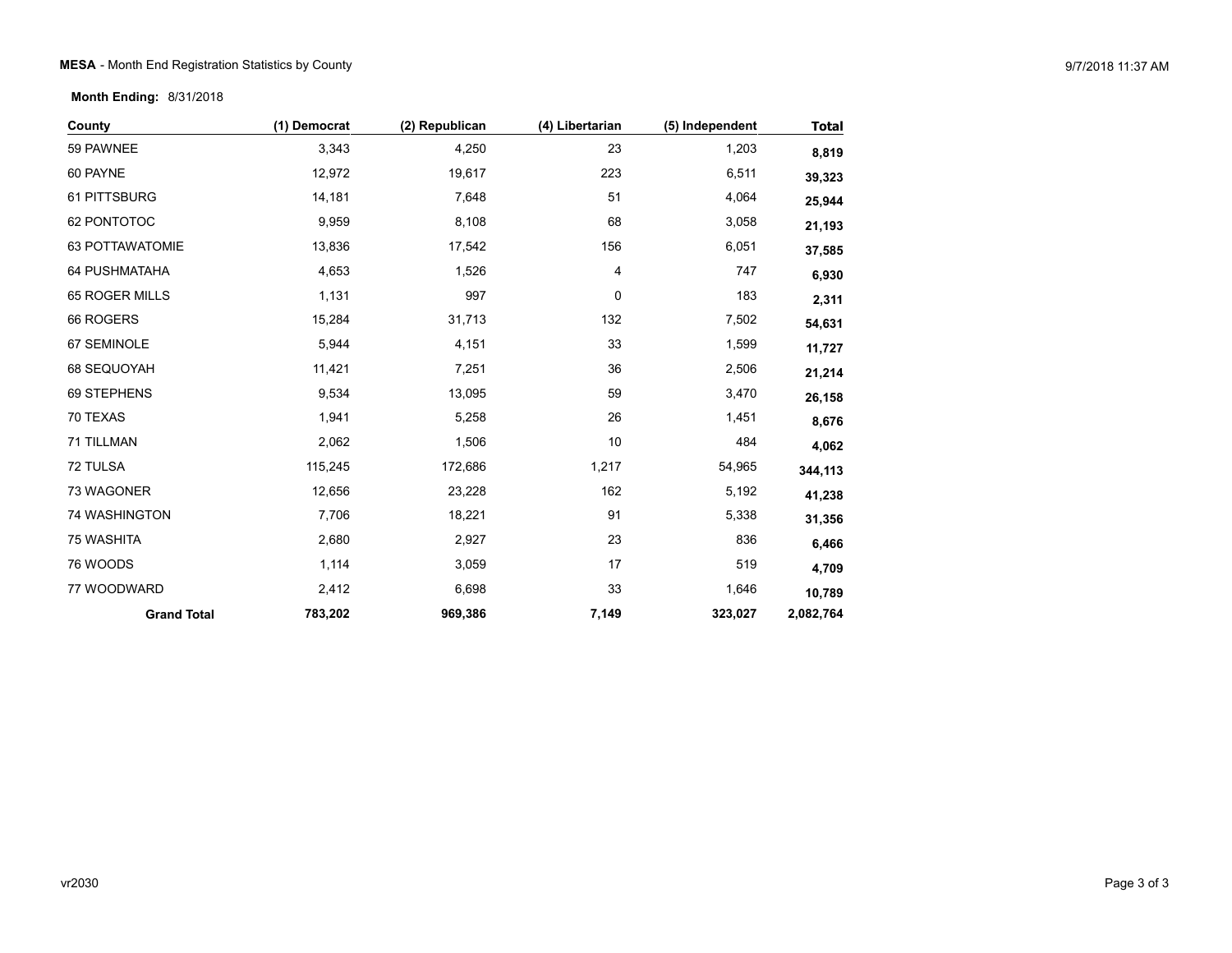**MESA** - Month End Registration Statistics by County

9/7/2018 11:37 AM

**Month Ending:** 8/31/2018

| County | (1) Democrat | (2) Republican | (4) Libertarian | (5) Independent | Total |
|---|---|---|---|---|---|
| 59 PAWNEE | 3,343 | 4,250 | 23 | 1,203 | **8,819** |
| 60 PAYNE | 12,972 | 19,617 | 223 | 6,511 | **39,323** |
| 61 PITTSBURG | 14,181 | 7,648 | 51 | 4,064 | **25,944** |
| 62 PONTOTOC | 9,959 | 8,108 | 68 | 3,058 | **21,193** |
| 63 POTTAWATOMIE | 13,836 | 17,542 | 156 | 6,051 | **37,585** |
| 64 PUSHMATAHA | 4,653 | 1,526 | 4 | 747 | **6,930** |
| 65 ROGER MILLS | 1,131 | 997 | 0 | 183 | **2,311** |
| 66 ROGERS | 15,284 | 31,713 | 132 | 7,502 | **54,631** |
| 67 SEMINOLE | 5,944 | 4,151 | 33 | 1,599 | **11,727** |
| 68 SEQUOYAH | 11,421 | 7,251 | 36 | 2,506 | **21,214** |
| 69 STEPHENS | 9,534 | 13,095 | 59 | 3,470 | **26,158** |
| 70 TEXAS | 1,941 | 5,258 | 26 | 1,451 | **8,676** |
| 71 TILLMAN | 2,062 | 1,506 | 10 | 484 | **4,062** |
| 72 TULSA | 115,245 | 172,686 | 1,217 | 54,965 | **344,113** |
| 73 WAGONER | 12,656 | 23,228 | 162 | 5,192 | **41,238** |
| 74 WASHINGTON | 7,706 | 18,221 | 91 | 5,338 | **31,356** |
| 75 WASHITA | 2,680 | 2,927 | 23 | 836 | **6,466** |
| 76 WOODS | 1,114 | 3,059 | 17 | 519 | **4,709** |
| 77 WOODWARD | 2,412 | 6,698 | 33 | 1,646 | **10,789** |
| **Grand Total** | **783,202** | **969,386** | **7,149** | **323,027** | **2,082,764** |

vr2030